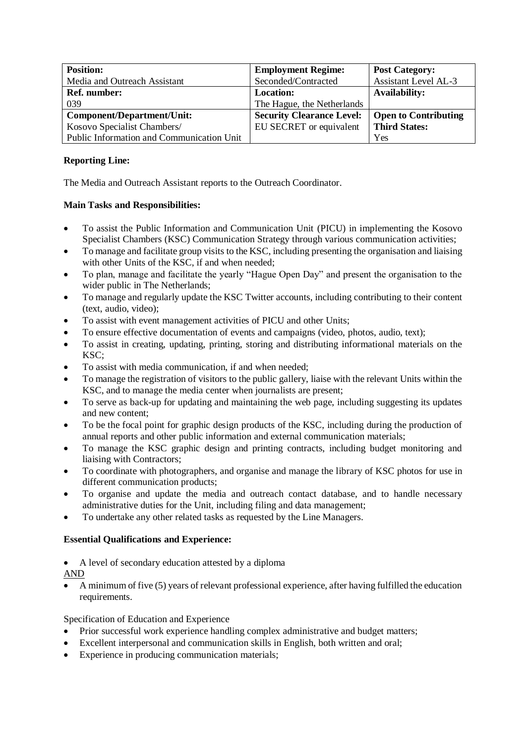| Position: | Employment Regime: | Post Category: |
|---|---|---|
| Media and Outreach Assistant | Seconded/Contracted | Assistant Level AL-3 |
| **Ref. number:** | **Location:** | **Availability:** |
| 039 | The Hague, the Netherlands | |
| **Component/Department/Unit:** | **Security Clearance Level:** | **Open to Contributing Third States:** |
| Kosovo Specialist Chambers/ Public Information and Communication Unit | EU SECRET or equivalent | Yes |

**Reporting Line:**

The Media and Outreach Assistant reports to the Outreach Coordinator.

**Main Tasks and Responsibilities:**

- To assist the Public Information and Communication Unit (PICU) in implementing the Kosovo Specialist Chambers (KSC) Communication Strategy through various communication activities;
- To manage and facilitate group visits to the KSC, including presenting the organisation and liaising with other Units of the KSC, if and when needed;
- To plan, manage and facilitate the yearly "Hague Open Day" and present the organisation to the wider public in The Netherlands;
- To manage and regularly update the KSC Twitter accounts, including contributing to their content (text, audio, video);
- To assist with event management activities of PICU and other Units;
- To ensure effective documentation of events and campaigns (video, photos, audio, text);
- To assist in creating, updating, printing, storing and distributing informational materials on the KSC;
- To assist with media communication, if and when needed;
- To manage the registration of visitors to the public gallery, liaise with the relevant Units within the KSC, and to manage the media center when journalists are present;
- To serve as back-up for updating and maintaining the web page, including suggesting its updates and new content;
- To be the focal point for graphic design products of the KSC, including during the production of annual reports and other public information and external communication materials;
- To manage the KSC graphic design and printing contracts, including budget monitoring and liaising with Contractors;
- To coordinate with photographers, and organise and manage the library of KSC photos for use in different communication products;
- To organise and update the media and outreach contact database, and to handle necessary administrative duties for the Unit, including filing and data management;
- To undertake any other related tasks as requested by the Line Managers.

**Essential Qualifications and Experience:**

- A level of secondary education attested by a diploma

AND

- A minimum of five (5) years of relevant professional experience, after having fulfilled the education requirements.

Specification of Education and Experience

- Prior successful work experience handling complex administrative and budget matters;
- Excellent interpersonal and communication skills in English, both written and oral;
- Experience in producing communication materials;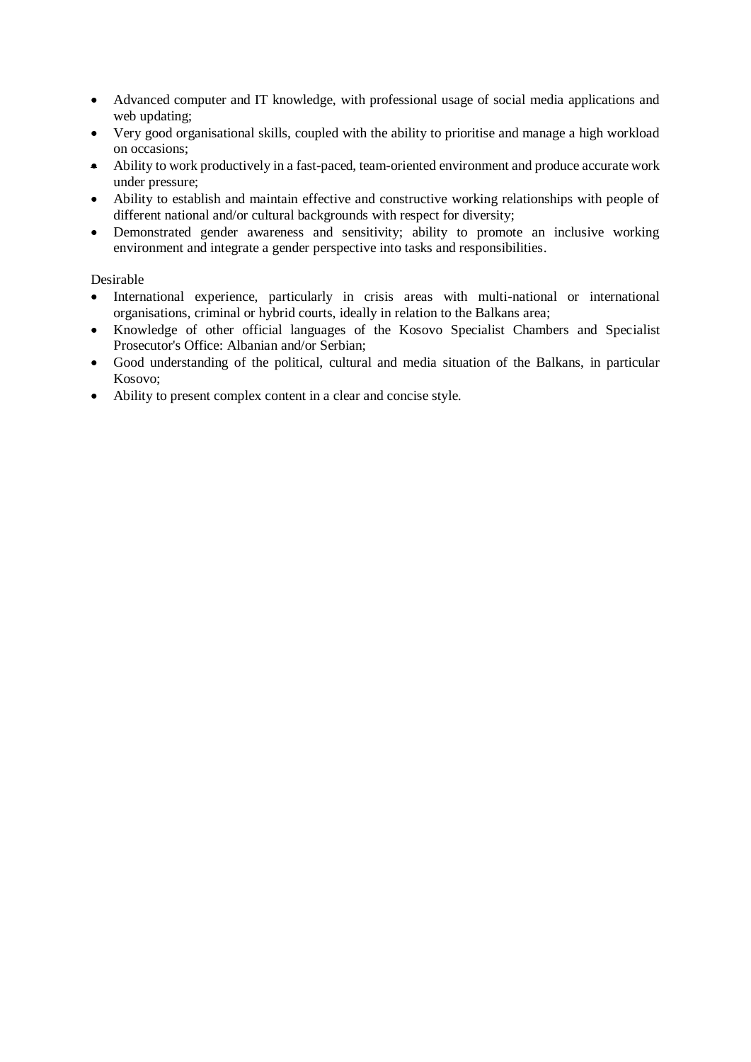- Advanced computer and IT knowledge, with professional usage of social media applications and web updating;
- Very good organisational skills, coupled with the ability to prioritise and manage a high workload on occasions;
- Ability to work productively in a fast-paced, team-oriented environment and produce accurate work under pressure;
- Ability to establish and maintain effective and constructive working relationships with people of different national and/or cultural backgrounds with respect for diversity;
- Demonstrated gender awareness and sensitivity; ability to promote an inclusive working environment and integrate a gender perspective into tasks and responsibilities.

Desirable

- International experience, particularly in crisis areas with multi-national or international organisations, criminal or hybrid courts, ideally in relation to the Balkans area;
- Knowledge of other official languages of the Kosovo Specialist Chambers and Specialist Prosecutor's Office: Albanian and/or Serbian;
- Good understanding of the political, cultural and media situation of the Balkans, in particular Kosovo;
- Ability to present complex content in a clear and concise style.